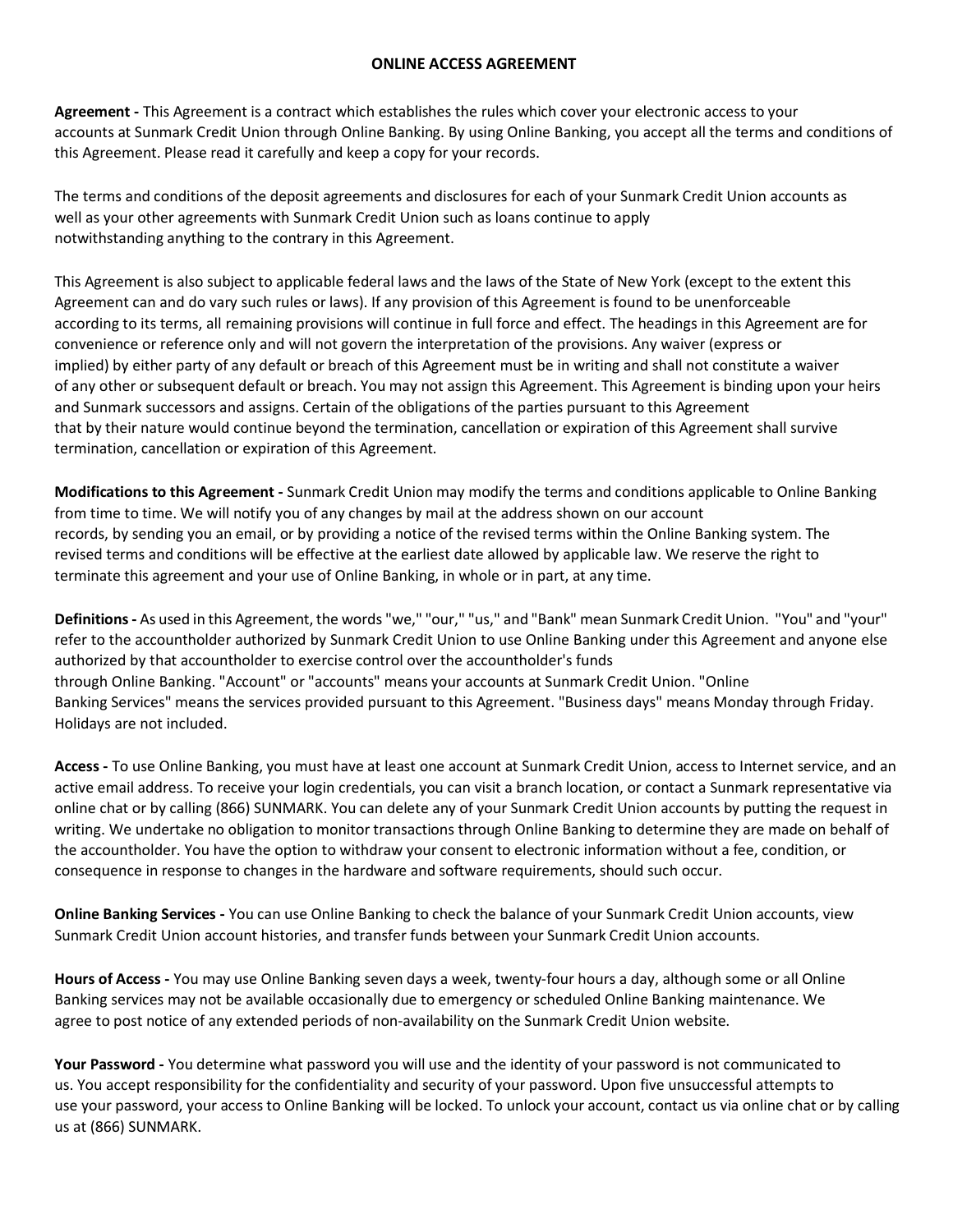# ONLINE ACCESS AGREEMENT

**Agreement -** This Agreement is a contract which establishes the rules which cover your electronic access to your accounts at Sunmark Credit Union through Online Banking. By using Online Banking, you accept all the terms and conditions of this Agreement. Please read it carefully and keep a copy for your records.

The terms and conditions of the deposit agreements and disclosures for each of your Sunmark Credit Union accounts as well as your other agreements with Sunmark Credit Union such as loans continue to apply notwithstanding anything to the contrary in this Agreement.

This Agreement is also subject to applicable federal laws and the laws of the State of New York (except to the extent this Agreement can and do vary such rules or laws). If any provision of this Agreement is found to be unenforceable according to its terms, all remaining provisions will continue in full force and effect. The headings in this Agreement are for convenience or reference only and will not govern the interpretation of the provisions. Any waiver (express or implied) by either party of any default or breach of this Agreement must be in writing and shall not constitute a waiver of any other or subsequent default or breach. You may not assign this Agreement. This Agreement is binding upon your heirs and Sunmark successors and assigns. Certain of the obligations of the parties pursuant to this Agreement that by their nature would continue beyond the termination, cancellation or expiration of this Agreement shall survive termination, cancellation or expiration of this Agreement.

**Modifications to this Agreement -** Sunmark Credit Union may modify the terms and conditions applicable to Online Banking from time to time. We will notify you of any changes by mail at the address shown on our account records, by sending you an email, or by providing a notice of the revised terms within the Online Banking system. The revised terms and conditions will be effective at the earliest date allowed by applicable law. We reserve the right to terminate this agreement and your use of Online Banking, in whole or in part, at any time.

**Definitions -** As used in this Agreement, the words "we," "our," "us," and "Bank" mean Sunmark Credit Union. "You" and "your" refer to the accountholder authorized by Sunmark Credit Union to use Online Banking under this Agreement and anyone else authorized by that accountholder to exercise control over the accountholder's funds through Online Banking. "Account" or "accounts" means your accounts at Sunmark Credit Union. "Online Banking Services" means the services provided pursuant to this Agreement. "Business days" means Monday through Friday. Holidays are not included.

**Access -** To use Online Banking, you must have at least one account at Sunmark Credit Union, access to Internet service, and an active email address. To receive your login credentials, you can visit a branch location, or contact a Sunmark representative via online chat or by calling (866) SUNMARK. You can delete any of your Sunmark Credit Union accounts by putting the request in writing. We undertake no obligation to monitor transactions through Online Banking to determine they are made on behalf of the accountholder. You have the option to withdraw your consent to electronic information without a fee, condition, or consequence in response to changes in the hardware and software requirements, should such occur.

**Online Banking Services -** You can use Online Banking to check the balance of your Sunmark Credit Union accounts, view Sunmark Credit Union account histories, and transfer funds between your Sunmark Credit Union accounts.

**Hours of Access -** You may use Online Banking seven days a week, twenty-four hours a day, although some or all Online Banking services may not be available occasionally due to emergency or scheduled Online Banking maintenance. We agree to post notice of any extended periods of non-availability on the Sunmark Credit Union website.

**Your Password -** You determine what password you will use and the identity of your password is not communicated to us. You accept responsibility for the confidentiality and security of your password. Upon five unsuccessful attempts to use your password, your access to Online Banking will be locked. To unlock your account, contact us via online chat or by calling us at (866) SUNMARK.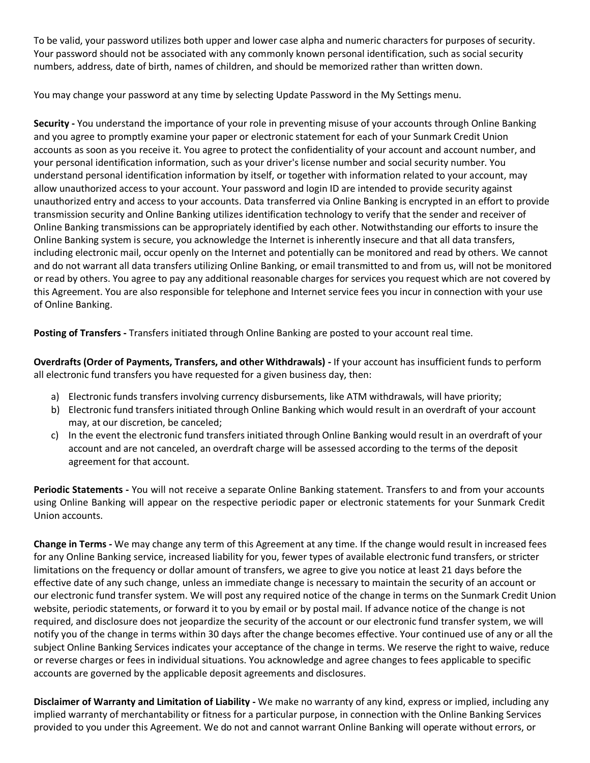To be valid, your password utilizes both upper and lower case alpha and numeric characters for purposes of security. Your password should not be associated with any commonly known personal identification, such as social security numbers, address, date of birth, names of children, and should be memorized rather than written down.

You may change your password at any time by selecting Update Password in the My Settings menu.

**Security -** You understand the importance of your role in preventing misuse of your accounts through Online Banking and you agree to promptly examine your paper or electronic statement for each of your Sunmark Credit Union accounts as soon as you receive it. You agree to protect the confidentiality of your account and account number, and your personal identification information, such as your driver's license number and social security number. You understand personal identification information by itself, or together with information related to your account, may allow unauthorized access to your account. Your password and login ID are intended to provide security against unauthorized entry and access to your accounts. Data transferred via Online Banking is encrypted in an effort to provide transmission security and Online Banking utilizes identification technology to verify that the sender and receiver of Online Banking transmissions can be appropriately identified by each other. Notwithstanding our efforts to insure the Online Banking system is secure, you acknowledge the Internet is inherently insecure and that all data transfers, including electronic mail, occur openly on the Internet and potentially can be monitored and read by others. We cannot and do not warrant all data transfers utilizing Online Banking, or email transmitted to and from us, will not be monitored or read by others. You agree to pay any additional reasonable charges for services you request which are not covered by this Agreement. You are also responsible for telephone and Internet service fees you incur in connection with your use of Online Banking.

**Posting of Transfers -** Transfers initiated through Online Banking are posted to your account real time.

**Overdrafts (Order of Payments, Transfers, and other Withdrawals) -** If your account has insufficient funds to perform all electronic fund transfers you have requested for a given business day, then:

a) Electronic funds transfers involving currency disbursements, like ATM withdrawals, will have priority;
b) Electronic fund transfers initiated through Online Banking which would result in an overdraft of your account may, at our discretion, be canceled;
c) In the event the electronic fund transfers initiated through Online Banking would result in an overdraft of your account and are not canceled, an overdraft charge will be assessed according to the terms of the deposit agreement for that account.

**Periodic Statements -** You will not receive a separate Online Banking statement. Transfers to and from your accounts using Online Banking will appear on the respective periodic paper or electronic statements for your Sunmark Credit Union accounts.

**Change in Terms -** We may change any term of this Agreement at any time. If the change would result in increased fees for any Online Banking service, increased liability for you, fewer types of available electronic fund transfers, or stricter limitations on the frequency or dollar amount of transfers, we agree to give you notice at least 21 days before the effective date of any such change, unless an immediate change is necessary to maintain the security of an account or our electronic fund transfer system. We will post any required notice of the change in terms on the Sunmark Credit Union website, periodic statements, or forward it to you by email or by postal mail. If advance notice of the change is not required, and disclosure does not jeopardize the security of the account or our electronic fund transfer system, we will notify you of the change in terms within 30 days after the change becomes effective. Your continued use of any or all the subject Online Banking Services indicates your acceptance of the change in terms. We reserve the right to waive, reduce or reverse charges or fees in individual situations. You acknowledge and agree changes to fees applicable to specific accounts are governed by the applicable deposit agreements and disclosures.

**Disclaimer of Warranty and Limitation of Liability -** We make no warranty of any kind, express or implied, including any implied warranty of merchantability or fitness for a particular purpose, in connection with the Online Banking Services provided to you under this Agreement. We do not and cannot warrant Online Banking will operate without errors, or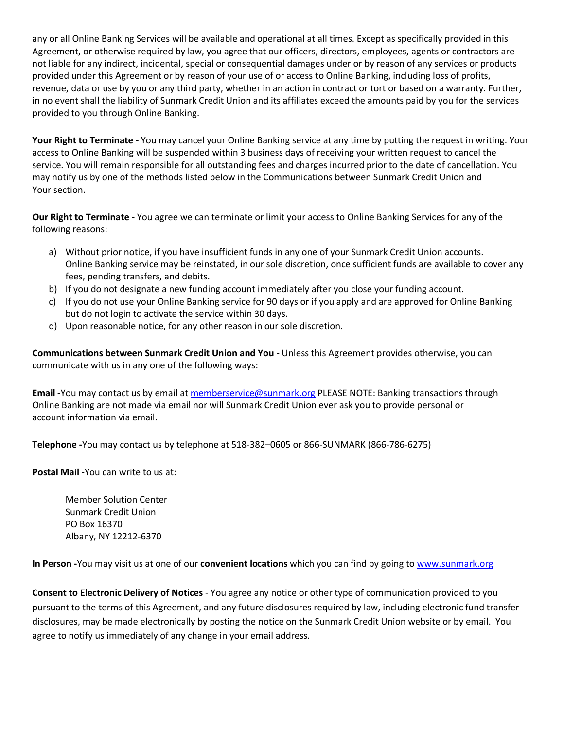any or all Online Banking Services will be available and operational at all times. Except as specifically provided in this Agreement, or otherwise required by law, you agree that our officers, directors, employees, agents or contractors are not liable for any indirect, incidental, special or consequential damages under or by reason of any services or products provided under this Agreement or by reason of your use of or access to Online Banking, including loss of profits, revenue, data or use by you or any third party, whether in an action in contract or tort or based on a warranty. Further, in no event shall the liability of Sunmark Credit Union and its affiliates exceed the amounts paid by you for the services provided to you through Online Banking.

**Your Right to Terminate -** You may cancel your Online Banking service at any time by putting the request in writing. Your access to Online Banking will be suspended within 3 business days of receiving your written request to cancel the service. You will remain responsible for all outstanding fees and charges incurred prior to the date of cancellation. You may notify us by one of the methods listed below in the Communications between Sunmark Credit Union and Your section.

**Our Right to Terminate -** You agree we can terminate or limit your access to Online Banking Services for any of the following reasons:

a) Without prior notice, if you have insufficient funds in any one of your Sunmark Credit Union accounts. Online Banking service may be reinstated, in our sole discretion, once sufficient funds are available to cover any fees, pending transfers, and debits.
b) If you do not designate a new funding account immediately after you close your funding account.
c) If you do not use your Online Banking service for 90 days or if you apply and are approved for Online Banking but do not login to activate the service within 30 days.
d) Upon reasonable notice, for any other reason in our sole discretion.

**Communications between Sunmark Credit Union and You -** Unless this Agreement provides otherwise, you can communicate with us in any one of the following ways:

**Email -**You may contact us by email at memberservice@sunmark.org PLEASE NOTE: Banking transactions through Online Banking are not made via email nor will Sunmark Credit Union ever ask you to provide personal or account information via email.

**Telephone -**You may contact us by telephone at 518-382–0605 or 866-SUNMARK (866-786-6275)

**Postal Mail -**You can write to us at:

Member Solution Center
Sunmark Credit Union
PO Box 16370
Albany, NY 12212-6370

**In Person -**You may visit us at one of our **convenient locations** which you can find by going to www.sunmark.org

**Consent to Electronic Delivery of Notices** - You agree any notice or other type of communication provided to you pursuant to the terms of this Agreement, and any future disclosures required by law, including electronic fund transfer disclosures, may be made electronically by posting the notice on the Sunmark Credit Union website or by email. You agree to notify us immediately of any change in your email address.